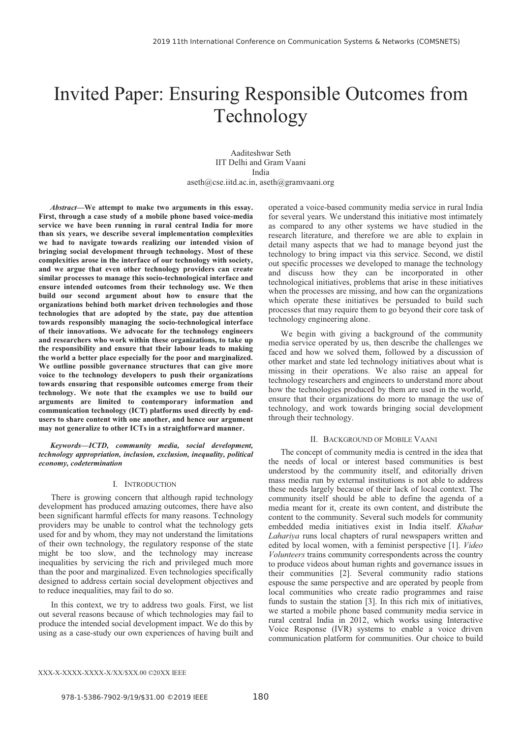# Invited Paper: Ensuring Responsible Outcomes from Technology

Aaditeshwar Seth
IIT Delhi and Gram Vaani
India
aseth@cse.iitd.ac.in, aseth@gramvaani.org

***Abstract*—We attempt to make two arguments in this essay. First, through a case study of a mobile phone based voice-media service we have been running in rural central India for more than six years, we describe several implementation complexities we had to navigate towards realizing our intended vision of bringing social development through technology. Most of these complexities arose in the interface of our technology with society, and we argue that even other technology providers can create similar processes to manage this socio-technological interface and ensure intended outcomes from their technology use. We then build our second argument about how to ensure that the organizations behind both market driven technologies and those technologies that are adopted by the state, pay due attention towards responsibly managing the socio-technological interface of their innovations. We advocate for the technology engineers and researchers who work within these organizations, to take up the responsibility and ensure that their labour leads to making the world a better place especially for the poor and marginalized. We outline possible governance structures that can give more voice to the technology developers to push their organizations towards ensuring that responsible outcomes emerge from their technology. We note that the examples we use to build our arguments are limited to contemporary information and communication technology (ICT) platforms used directly by end-users to share content with one another, and hence our argument may not generalize to other ICTs in a straightforward manner.**

***Keywords*—ICTD, community media, social development, technology appropriation, inclusion, exclusion, inequality, political economy, codetermination**

## I. Introduction

There is growing concern that although rapid technology development has produced amazing outcomes, there have also been significant harmful effects for many reasons. Technology providers may be unable to control what the technology gets used for and by whom, they may not understand the limitations of their own technology, the regulatory response of the state might be too slow, and the technology may increase inequalities by servicing the rich and privileged much more than the poor and marginalized. Even technologies specifically designed to address certain social development objectives and to reduce inequalities, may fail to do so.

In this context, we try to address two goals. First, we list out several reasons because of which technologies may fail to produce the intended social development impact. We do this by using as a case-study our own experiences of having built and operated a voice-based community media service in rural India for several years. We understand this initiative most intimately as compared to any other systems we have studied in the research literature, and therefore we are able to explain in detail many aspects that we had to manage beyond just the technology to bring impact via this service. Second, we distil out specific processes we developed to manage the technology and discuss how they can be incorporated in other technological initiatives, problems that arise in these initiatives when the processes are missing, and how can the organizations which operate these initiatives be persuaded to build such processes that may require them to go beyond their core task of technology engineering alone.

We begin with giving a background of the community media service operated by us, then describe the challenges we faced and how we solved them, followed by a discussion of other market and state led technology initiatives about what is missing in their operations. We also raise an appeal for technology researchers and engineers to understand more about how the technologies produced by them are used in the world, ensure that their organizations do more to manage the use of technology, and work towards bringing social development through their technology.

## II. Background of Mobile Vaani

The concept of community media is centred in the idea that the needs of local or interest based communities is best understood by the community itself, and editorially driven mass media run by external institutions is not able to address these needs largely because of their lack of local context. The community itself should be able to define the agenda of a media meant for it, create its own content, and distribute the content to the community. Several such models for community embedded media initiatives exist in India itself. *Khabar Lahariya* runs local chapters of rural newspapers written and edited by local women, with a feminist perspective [1]. *Video Volunteers* trains community correspondents across the country to produce videos about human rights and governance issues in their communities [2]. Several community radio stations espouse the same perspective and are operated by people from local communities who create radio programmes and raise funds to sustain the station [3]. In this rich mix of initiatives, we started a mobile phone based community media service in rural central India in 2012, which works using Interactive Voice Response (IVR) systems to enable a voice driven communication platform for communities. Our choice to build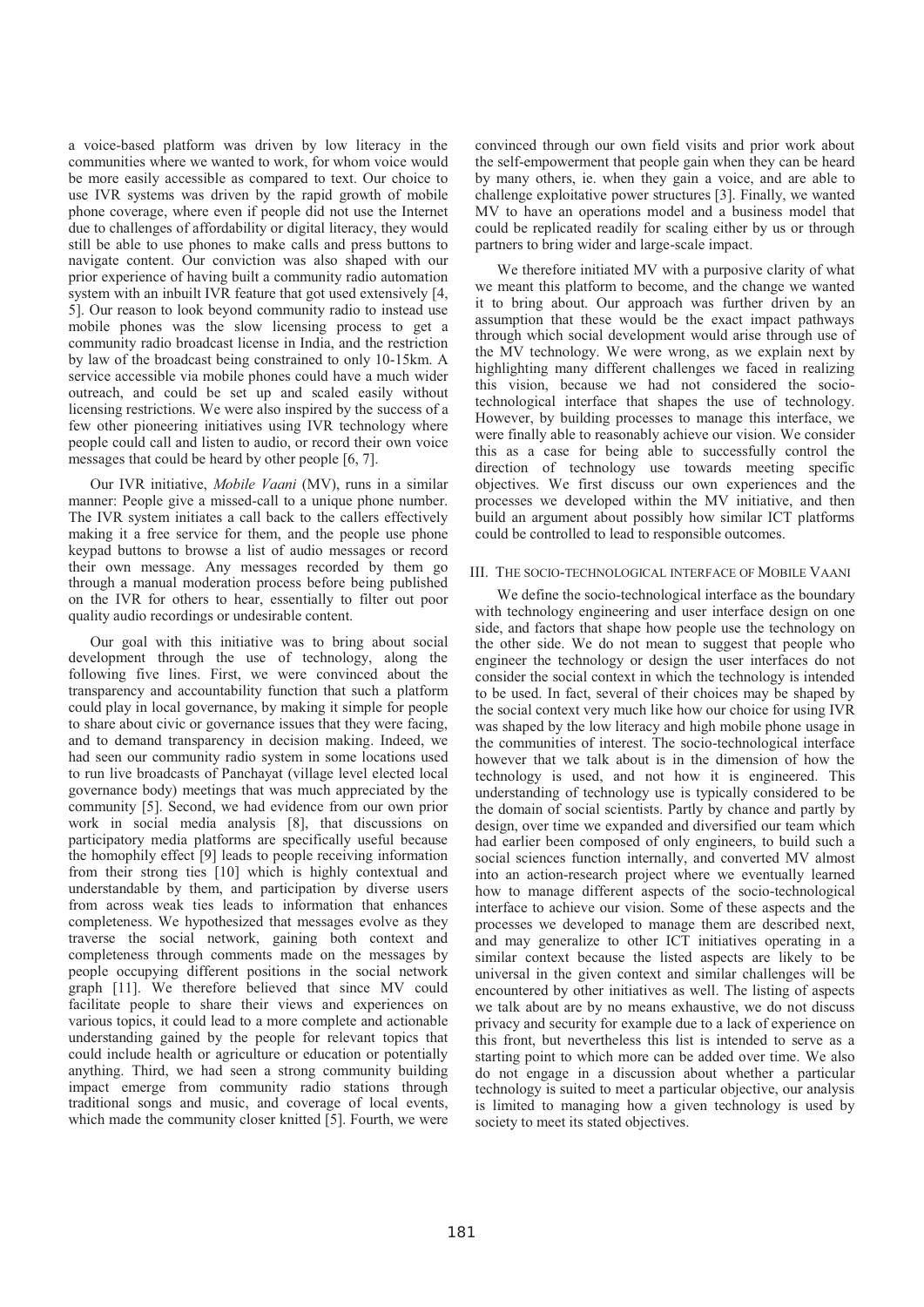a voice-based platform was driven by low literacy in the communities where we wanted to work, for whom voice would be more easily accessible as compared to text. Our choice to use IVR systems was driven by the rapid growth of mobile phone coverage, where even if people did not use the Internet due to challenges of affordability or digital literacy, they would still be able to use phones to make calls and press buttons to navigate content. Our conviction was also shaped with our prior experience of having built a community radio automation system with an inbuilt IVR feature that got used extensively [4, 5]. Our reason to look beyond community radio to instead use mobile phones was the slow licensing process to get a community radio broadcast license in India, and the restriction by law of the broadcast being constrained to only 10-15km. A service accessible via mobile phones could have a much wider outreach, and could be set up and scaled easily without licensing restrictions. We were also inspired by the success of a few other pioneering initiatives using IVR technology where people could call and listen to audio, or record their own voice messages that could be heard by other people [6, 7].

Our IVR initiative, *Mobile Vaani* (MV), runs in a similar manner: People give a missed-call to a unique phone number. The IVR system initiates a call back to the callers effectively making it a free service for them, and the people use phone keypad buttons to browse a list of audio messages or record their own message. Any messages recorded by them go through a manual moderation process before being published on the IVR for others to hear, essentially to filter out poor quality audio recordings or undesirable content.

Our goal with this initiative was to bring about social development through the use of technology, along the following five lines. First, we were convinced about the transparency and accountability function that such a platform could play in local governance, by making it simple for people to share about civic or governance issues that they were facing, and to demand transparency in decision making. Indeed, we had seen our community radio system in some locations used to run live broadcasts of Panchayat (village level elected local governance body) meetings that was much appreciated by the community [5]. Second, we had evidence from our own prior work in social media analysis [8], that discussions on participatory media platforms are specifically useful because the homophily effect [9] leads to people receiving information from their strong ties [10] which is highly contextual and understandable by them, and participation by diverse users from across weak ties leads to information that enhances completeness. We hypothesized that messages evolve as they traverse the social network, gaining both context and completeness through comments made on the messages by people occupying different positions in the social network graph [11]. We therefore believed that since MV could facilitate people to share their views and experiences on various topics, it could lead to a more complete and actionable understanding gained by the people for relevant topics that could include health or agriculture or education or potentially anything. Third, we had seen a strong community building impact emerge from community radio stations through traditional songs and music, and coverage of local events, which made the community closer knitted [5]. Fourth, we were convinced through our own field visits and prior work about the self-empowerment that people gain when they can be heard by many others, ie. when they gain a voice, and are able to challenge exploitative power structures [3]. Finally, we wanted MV to have an operations model and a business model that could be replicated readily for scaling either by us or through partners to bring wider and large-scale impact.

We therefore initiated MV with a purposive clarity of what we meant this platform to become, and the change we wanted it to bring about. Our approach was further driven by an assumption that these would be the exact impact pathways through which social development would arise through use of the MV technology. We were wrong, as we explain next by highlighting many different challenges we faced in realizing this vision, because we had not considered the socio-technological interface that shapes the use of technology. However, by building processes to manage this interface, we were finally able to reasonably achieve our vision. We consider this as a case for being able to successfully control the direction of technology use towards meeting specific objectives. We first discuss our own experiences and the processes we developed within the MV initiative, and then build an argument about possibly how similar ICT platforms could be controlled to lead to responsible outcomes.

## III. The Socio-Technological Interface of Mobile Vaani

We define the socio-technological interface as the boundary with technology engineering and user interface design on one side, and factors that shape how people use the technology on the other side. We do not mean to suggest that people who engineer the technology or design the user interfaces do not consider the social context in which the technology is intended to be used. In fact, several of their choices may be shaped by the social context very much like how our choice for using IVR was shaped by the low literacy and high mobile phone usage in the communities of interest. The socio-technological interface however that we talk about is in the dimension of how the technology is used, and not how it is engineered. This understanding of technology use is typically considered to be the domain of social scientists. Partly by chance and partly by design, over time we expanded and diversified our team which had earlier been composed of only engineers, to build such a social sciences function internally, and converted MV almost into an action-research project where we eventually learned how to manage different aspects of the socio-technological interface to achieve our vision. Some of these aspects and the processes we developed to manage them are described next, and may generalize to other ICT initiatives operating in a similar context because the listed aspects are likely to be universal in the given context and similar challenges will be encountered by other initiatives as well. The listing of aspects we talk about are by no means exhaustive, we do not discuss privacy and security for example due to a lack of experience on this front, but nevertheless this list is intended to serve as a starting point to which more can be added over time. We also do not engage in a discussion about whether a particular technology is suited to meet a particular objective, our analysis is limited to managing how a given technology is used by society to meet its stated objectives.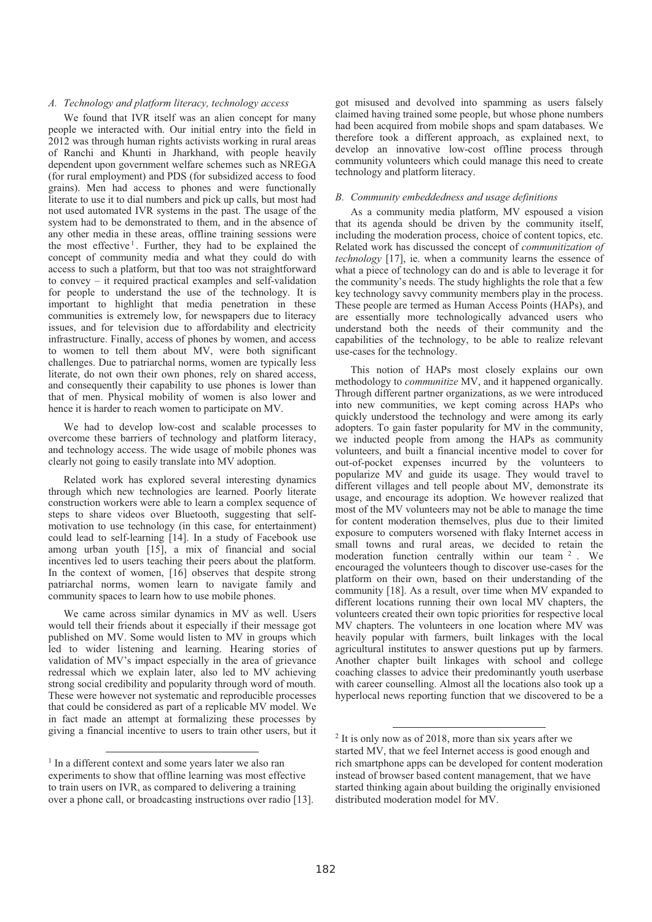### A. Technology and platform literacy, technology access

We found that IVR itself was an alien concept for many people we interacted with. Our initial entry into the field in 2012 was through human rights activists working in rural areas of Ranchi and Khunti in Jharkhand, with people heavily dependent upon government welfare schemes such as NREGA (for rural employment) and PDS (for subsidized access to food grains). Men had access to phones and were functionally literate to use it to dial numbers and pick up calls, but most had not used automated IVR systems in the past. The usage of the system had to be demonstrated to them, and in the absence of any other media in these areas, offline training sessions were the most effective[1]. Further, they had to be explained the concept of community media and what they could do with access to such a platform, but that too was not straightforward to convey – it required practical examples and self-validation for people to understand the use of the technology. It is important to highlight that media penetration in these communities is extremely low, for newspapers due to literacy issues, and for television due to affordability and electricity infrastructure. Finally, access of phones by women, and access to women to tell them about MV, were both significant challenges. Due to patriarchal norms, women are typically less literate, do not own their own phones, rely on shared access, and consequently their capability to use phones is lower than that of men. Physical mobility of women is also lower and hence it is harder to reach women to participate on MV.

We had to develop low-cost and scalable processes to overcome these barriers of technology and platform literacy, and technology access. The wide usage of mobile phones was clearly not going to easily translate into MV adoption.

Related work has explored several interesting dynamics through which new technologies are learned. Poorly literate construction workers were able to learn a complex sequence of steps to share videos over Bluetooth, suggesting that self-motivation to use technology (in this case, for entertainment) could lead to self-learning [14]. In a study of Facebook use among urban youth [15], a mix of financial and social incentives led to users teaching their peers about the platform. In the context of women, [16] observes that despite strong patriarchal norms, women learn to navigate family and community spaces to learn how to use mobile phones.

We came across similar dynamics in MV as well. Users would tell their friends about it especially if their message got published on MV. Some would listen to MV in groups which led to wider listening and learning. Hearing stories of validation of MV's impact especially in the area of grievance redressal which we explain later, also led to MV achieving strong social credibility and popularity through word of mouth. These were however not systematic and reproducible processes that could be considered as part of a replicable MV model. We in fact made an attempt at formalizing these processes by giving a financial incentive to users to train other users, but it got misused and devolved into spamming as users falsely claimed having trained some people, but whose phone numbers had been acquired from mobile shops and spam databases. We therefore took a different approach, as explained next, to develop an innovative low-cost offline process through community volunteers which could manage this need to create technology and platform literacy.

### B. Community embeddedness and usage definitions

As a community media platform, MV espoused a vision that its agenda should be driven by the community itself, including the moderation process, choice of content topics, etc. Related work has discussed the concept of *communitization of technology* [17], ie. when a community learns the essence of what a piece of technology can do and is able to leverage it for the community's needs. The study highlights the role that a few key technology savvy community members play in the process. These people are termed as Human Access Points (HAPs), and are essentially more technologically advanced users who understand both the needs of their community and the capabilities of the technology, to be able to realize relevant use-cases for the technology.

This notion of HAPs most closely explains our own methodology to *communitize* MV, and it happened organically. Through different partner organizations, as we were introduced into new communities, we kept coming across HAPs who quickly understood the technology and were among its early adopters. To gain faster popularity for MV in the community, we inducted people from among the HAPs as community volunteers, and built a financial incentive model to cover for out-of-pocket expenses incurred by the volunteers to popularize MV and guide its usage. They would travel to different villages and tell people about MV, demonstrate its usage, and encourage its adoption. We however realized that most of the MV volunteers may not be able to manage the time for content moderation themselves, plus due to their limited exposure to computers worsened with flaky Internet access in small towns and rural areas, we decided to retain the moderation function centrally within our team [2]. We encouraged the volunteers though to discover use-cases for the platform on their own, based on their understanding of the community [18]. As a result, over time when MV expanded to different locations running their own local MV chapters, the volunteers created their own topic priorities for respective local MV chapters. The volunteers in one location where MV was heavily popular with farmers, built linkages with the local agricultural institutes to answer questions put up by farmers. Another chapter built linkages with school and college coaching classes to advice their predominantly youth userbase with career counselling. Almost all the locations also took up a hyperlocal news reporting function that we discovered to be a

---

[1] In a different context and some years later we also ran experiments to show that offline learning was most effective to train users on IVR, as compared to delivering a training over a phone call, or broadcasting instructions over radio [13].

[2] It is only now as of 2018, more than six years after we started MV, that we feel Internet access is good enough and rich smartphone apps can be developed for content moderation instead of browser based content management, that we have started thinking again about building the originally envisioned distributed moderation model for MV.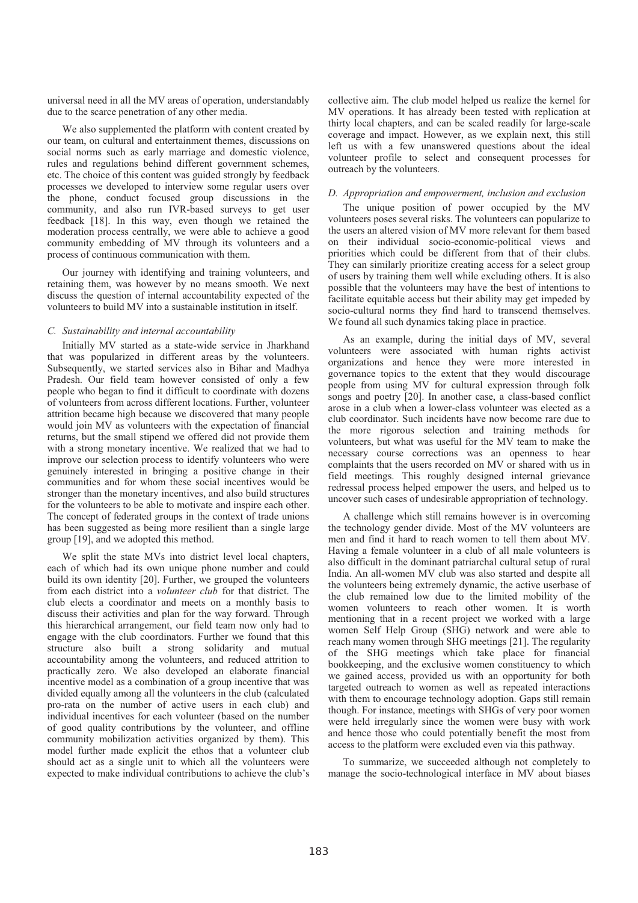universal need in all the MV areas of operation, understandably due to the scarce penetration of any other media.

We also supplemented the platform with content created by our team, on cultural and entertainment themes, discussions on social norms such as early marriage and domestic violence, rules and regulations behind different government schemes, etc. The choice of this content was guided strongly by feedback processes we developed to interview some regular users over the phone, conduct focused group discussions in the community, and also run IVR-based surveys to get user feedback [18]. In this way, even though we retained the moderation process centrally, we were able to achieve a good community embedding of MV through its volunteers and a process of continuous communication with them.

Our journey with identifying and training volunteers, and retaining them, was however by no means smooth. We next discuss the question of internal accountability expected of the volunteers to build MV into a sustainable institution in itself.

### *C. Sustainability and internal accountability*

Initially MV started as a state-wide service in Jharkhand that was popularized in different areas by the volunteers. Subsequently, we started services also in Bihar and Madhya Pradesh. Our field team however consisted of only a few people who began to find it difficult to coordinate with dozens of volunteers from across different locations. Further, volunteer attrition became high because we discovered that many people would join MV as volunteers with the expectation of financial returns, but the small stipend we offered did not provide them with a strong monetary incentive. We realized that we had to improve our selection process to identify volunteers who were genuinely interested in bringing a positive change in their communities and for whom these social incentives would be stronger than the monetary incentives, and also build structures for the volunteers to be able to motivate and inspire each other. The concept of federated groups in the context of trade unions has been suggested as being more resilient than a single large group [19], and we adopted this method.

We split the state MVs into district level local chapters, each of which had its own unique phone number and could build its own identity [20]. Further, we grouped the volunteers from each district into a *volunteer club* for that district. The club elects a coordinator and meets on a monthly basis to discuss their activities and plan for the way forward. Through this hierarchical arrangement, our field team now only had to engage with the club coordinators. Further we found that this structure also built a strong solidarity and mutual accountability among the volunteers, and reduced attrition to practically zero. We also developed an elaborate financial incentive model as a combination of a group incentive that was divided equally among all the volunteers in the club (calculated pro-rata on the number of active users in each club) and individual incentives for each volunteer (based on the number of good quality contributions by the volunteer, and offline community mobilization activities organized by them). This model further made explicit the ethos that a volunteer club should act as a single unit to which all the volunteers were expected to make individual contributions to achieve the club's collective aim. The club model helped us realize the kernel for MV operations. It has already been tested with replication at thirty local chapters, and can be scaled readily for large-scale coverage and impact. However, as we explain next, this still left us with a few unanswered questions about the ideal volunteer profile to select and consequent processes for outreach by the volunteers.

### *D. Appropriation and empowerment, inclusion and exclusion*

The unique position of power occupied by the MV volunteers poses several risks. The volunteers can popularize to the users an altered vision of MV more relevant for them based on their individual socio-economic-political views and priorities which could be different from that of their clubs. They can similarly prioritize creating access for a select group of users by training them well while excluding others. It is also possible that the volunteers may have the best of intentions to facilitate equitable access but their ability may get impeded by socio-cultural norms they find hard to transcend themselves. We found all such dynamics taking place in practice.

As an example, during the initial days of MV, several volunteers were associated with human rights activist organizations and hence they were more interested in governance topics to the extent that they would discourage people from using MV for cultural expression through folk songs and poetry [20]. In another case, a class-based conflict arose in a club when a lower-class volunteer was elected as a club coordinator. Such incidents have now become rare due to the more rigorous selection and training methods for volunteers, but what was useful for the MV team to make the necessary course corrections was an openness to hear complaints that the users recorded on MV or shared with us in field meetings. This roughly designed internal grievance redressal process helped empower the users, and helped us to uncover such cases of undesirable appropriation of technology.

A challenge which still remains however is in overcoming the technology gender divide. Most of the MV volunteers are men and find it hard to reach women to tell them about MV. Having a female volunteer in a club of all male volunteers is also difficult in the dominant patriarchal cultural setup of rural India. An all-women MV club was also started and despite all the volunteers being extremely dynamic, the active userbase of the club remained low due to the limited mobility of the women volunteers to reach other women. It is worth mentioning that in a recent project we worked with a large women Self Help Group (SHG) network and were able to reach many women through SHG meetings [21]. The regularity of the SHG meetings which take place for financial bookkeeping, and the exclusive women constituency to which we gained access, provided us with an opportunity for both targeted outreach to women as well as repeated interactions with them to encourage technology adoption. Gaps still remain though. For instance, meetings with SHGs of very poor women were held irregularly since the women were busy with work and hence those who could potentially benefit the most from access to the platform were excluded even via this pathway.

To summarize, we succeeded although not completely to manage the socio-technological interface in MV about biases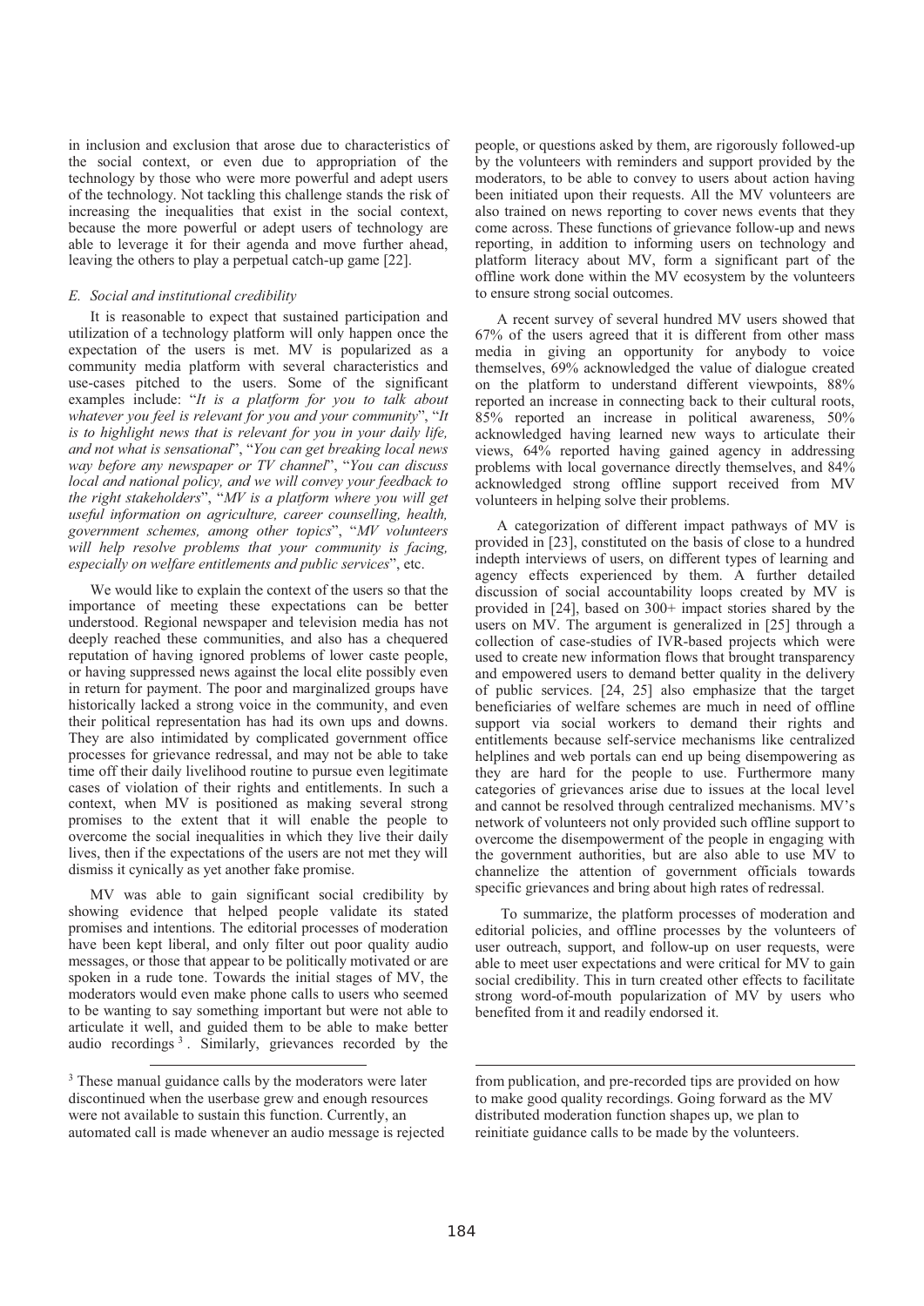in inclusion and exclusion that arose due to characteristics of the social context, or even due to appropriation of the technology by those who were more powerful and adept users of the technology. Not tackling this challenge stands the risk of increasing the inequalities that exist in the social context, because the more powerful or adept users of technology are able to leverage it for their agenda and move further ahead, leaving the others to play a perpetual catch-up game [22].

### *E. Social and institutional credibility*

It is reasonable to expect that sustained participation and utilization of a technology platform will only happen once the expectation of the users is met. MV is popularized as a community media platform with several characteristics and use-cases pitched to the users. Some of the significant examples include: "*It is a platform for you to talk about whatever you feel is relevant for you and your community*", "*It is to highlight news that is relevant for you in your daily life, and not what is sensational*", "*You can get breaking local news way before any newspaper or TV channel*", "*You can discuss local and national policy, and we will convey your feedback to the right stakeholders*", "*MV is a platform where you will get useful information on agriculture, career counselling, health, government schemes, among other topics*", "*MV volunteers will help resolve problems that your community is facing, especially on welfare entitlements and public services*", etc.

We would like to explain the context of the users so that the importance of meeting these expectations can be better understood. Regional newspaper and television media has not deeply reached these communities, and also has a chequered reputation of having ignored problems of lower caste people, or having suppressed news against the local elite possibly even in return for payment. The poor and marginalized groups have historically lacked a strong voice in the community, and even their political representation has had its own ups and downs. They are also intimidated by complicated government office processes for grievance redressal, and may not be able to take time off their daily livelihood routine to pursue even legitimate cases of violation of their rights and entitlements. In such a context, when MV is positioned as making several strong promises to the extent that it will enable the people to overcome the social inequalities in which they live their daily lives, then if the expectations of the users are not met they will dismiss it cynically as yet another fake promise.

MV was able to gain significant social credibility by showing evidence that helped people validate its stated promises and intentions. The editorial processes of moderation have been kept liberal, and only filter out poor quality audio messages, or those that appear to be politically motivated or are spoken in a rude tone. Towards the initial stages of MV, the moderators would even make phone calls to users who seemed to be wanting to say something important but were not able to articulate it well, and guided them to be able to make better audio recordings [3]. Similarly, grievances recorded by the people, or questions asked by them, are rigorously followed-up by the volunteers with reminders and support provided by the moderators, to be able to convey to users about action having been initiated upon their requests. All the MV volunteers are also trained on news reporting to cover news events that they come across. These functions of grievance follow-up and news reporting, in addition to informing users on technology and platform literacy about MV, form a significant part of the offline work done within the MV ecosystem by the volunteers to ensure strong social outcomes.

A recent survey of several hundred MV users showed that 67% of the users agreed that it is different from other mass media in giving an opportunity for anybody to voice themselves, 69% acknowledged the value of dialogue created on the platform to understand different viewpoints, 88% reported an increase in connecting back to their cultural roots, 85% reported an increase in political awareness, 50% acknowledged having learned new ways to articulate their views, 64% reported having gained agency in addressing problems with local governance directly themselves, and 84% acknowledged strong offline support received from MV volunteers in helping solve their problems.

A categorization of different impact pathways of MV is provided in [23], constituted on the basis of close to a hundred indepth interviews of users, on different types of learning and agency effects experienced by them. A further detailed discussion of social accountability loops created by MV is provided in [24], based on 300+ impact stories shared by the users on MV. The argument is generalized in [25] through a collection of case-studies of IVR-based projects which were used to create new information flows that brought transparency and empowered users to demand better quality in the delivery of public services. [24, 25] also emphasize that the target beneficiaries of welfare schemes are much in need of offline support via social workers to demand their rights and entitlements because self-service mechanisms like centralized helplines and web portals can end up being disempowering as they are hard for the people to use. Furthermore many categories of grievances arise due to issues at the local level and cannot be resolved through centralized mechanisms. MV's network of volunteers not only provided such offline support to overcome the disempowerment of the people in engaging with the government authorities, but are also able to use MV to channelize the attention of government officials towards specific grievances and bring about high rates of redressal.

To summarize, the platform processes of moderation and editorial policies, and offline processes by the volunteers of user outreach, support, and follow-up on user requests, were able to meet user expectations and were critical for MV to gain social credibility. This in turn created other effects to facilitate strong word-of-mouth popularization of MV by users who benefited from it and readily endorsed it.

[3] These manual guidance calls by the moderators were later discontinued when the userbase grew and enough resources were not available to sustain this function. Currently, an automated call is made whenever an audio message is rejected from publication, and pre-recorded tips are provided on how to make good quality recordings. Going forward as the MV distributed moderation function shapes up, we plan to reinitiate guidance calls to be made by the volunteers.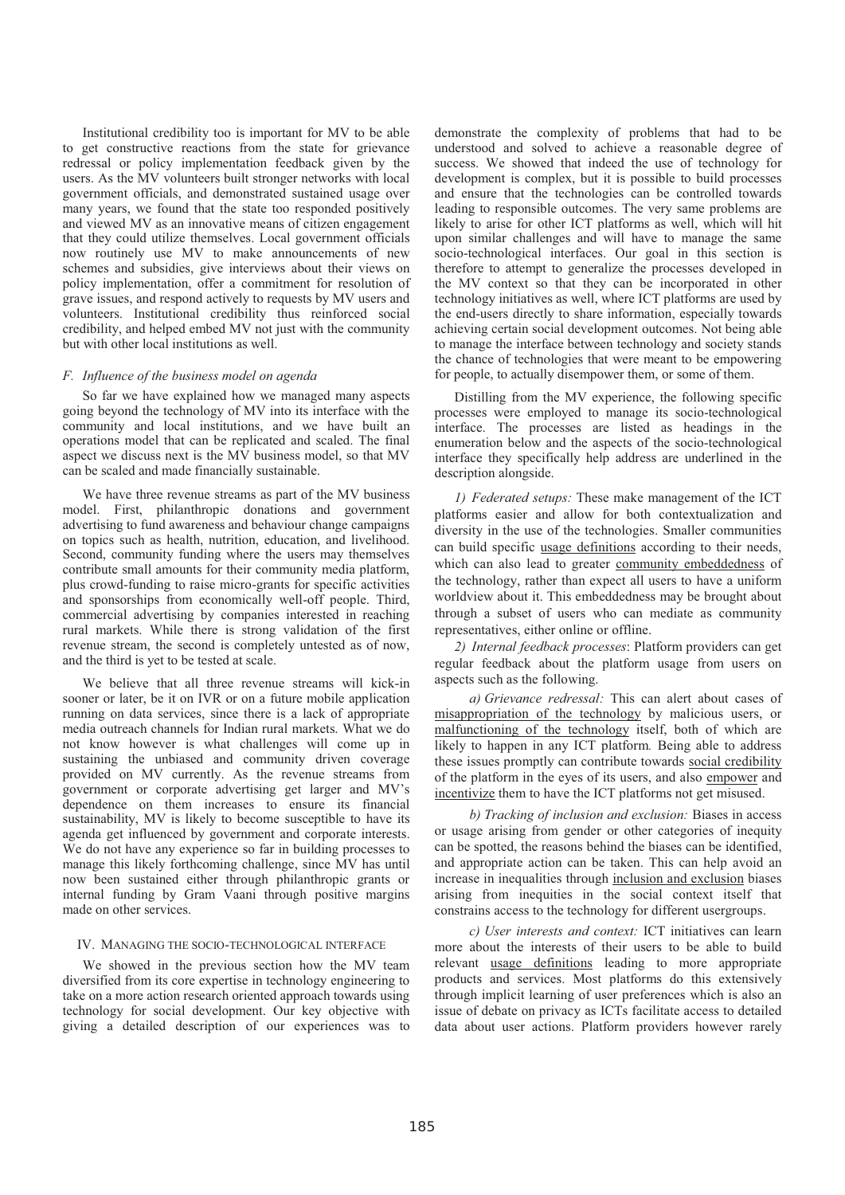Institutional credibility too is important for MV to be able to get constructive reactions from the state for grievance redressal or policy implementation feedback given by the users. As the MV volunteers built stronger networks with local government officials, and demonstrated sustained usage over many years, we found that the state too responded positively and viewed MV as an innovative means of citizen engagement that they could utilize themselves. Local government officials now routinely use MV to make announcements of new schemes and subsidies, give interviews about their views on policy implementation, offer a commitment for resolution of grave issues, and respond actively to requests by MV users and volunteers. Institutional credibility thus reinforced social credibility, and helped embed MV not just with the community but with other local institutions as well.

### *F. Influence of the business model on agenda*

So far we have explained how we managed many aspects going beyond the technology of MV into its interface with the community and local institutions, and we have built an operations model that can be replicated and scaled. The final aspect we discuss next is the MV business model, so that MV can be scaled and made financially sustainable.

We have three revenue streams as part of the MV business model. First, philanthropic donations and government advertising to fund awareness and behaviour change campaigns on topics such as health, nutrition, education, and livelihood. Second, community funding where the users may themselves contribute small amounts for their community media platform, plus crowd-funding to raise micro-grants for specific activities and sponsorships from economically well-off people. Third, commercial advertising by companies interested in reaching rural markets. While there is strong validation of the first revenue stream, the second is completely untested as of now, and the third is yet to be tested at scale.

We believe that all three revenue streams will kick-in sooner or later, be it on IVR or on a future mobile application running on data services, since there is a lack of appropriate media outreach channels for Indian rural markets. What we do not know however is what challenges will come up in sustaining the unbiased and community driven coverage provided on MV currently. As the revenue streams from government or corporate advertising get larger and MV's dependence on them increases to ensure its financial sustainability, MV is likely to become susceptible to have its agenda get influenced by government and corporate interests. We do not have any experience so far in building processes to manage this likely forthcoming challenge, since MV has until now been sustained either through philanthropic grants or internal funding by Gram Vaani through positive margins made on other services.

## IV. MANAGING THE SOCIO-TECHNOLOGICAL INTERFACE

We showed in the previous section how the MV team diversified from its core expertise in technology engineering to take on a more action research oriented approach towards using technology for social development. Our key objective with giving a detailed description of our experiences was to demonstrate the complexity of problems that had to be understood and solved to achieve a reasonable degree of success. We showed that indeed the use of technology for development is complex, but it is possible to build processes and ensure that the technologies can be controlled towards leading to responsible outcomes. The very same problems are likely to arise for other ICT platforms as well, which will hit upon similar challenges and will have to manage the same socio-technological interfaces. Our goal in this section is therefore to attempt to generalize the processes developed in the MV context so that they can be incorporated in other technology initiatives as well, where ICT platforms are used by the end-users directly to share information, especially towards achieving certain social development outcomes. Not being able to manage the interface between technology and society stands the chance of technologies that were meant to be empowering for people, to actually disempower them, or some of them.

Distilling from the MV experience, the following specific processes were employed to manage its socio-technological interface. The processes are listed as headings in the enumeration below and the aspects of the socio-technological interface they specifically help address are underlined in the description alongside.

*1) Federated setups:* These make management of the ICT platforms easier and allow for both contextualization and diversity in the use of the technologies. Smaller communities can build specific usage definitions according to their needs, which can also lead to greater community embeddedness of the technology, rather than expect all users to have a uniform worldview about it. This embeddedness may be brought about through a subset of users who can mediate as community representatives, either online or offline.

*2) Internal feedback processes*: Platform providers can get regular feedback about the platform usage from users on aspects such as the following.

*a) Grievance redressal:* This can alert about cases of misappropriation of the technology by malicious users, or malfunctioning of the technology itself, both of which are likely to happen in any ICT platform. Being able to address these issues promptly can contribute towards social credibility of the platform in the eyes of its users, and also empower and incentivize them to have the ICT platforms not get misused.

*b) Tracking of inclusion and exclusion:* Biases in access or usage arising from gender or other categories of inequity can be spotted, the reasons behind the biases can be identified, and appropriate action can be taken. This can help avoid an increase in inequalities through inclusion and exclusion biases arising from inequities in the social context itself that constrains access to the technology for different usergroups.

*c) User interests and context:* ICT initiatives can learn more about the interests of their users to be able to build relevant usage definitions leading to more appropriate products and services. Most platforms do this extensively through implicit learning of user preferences which is also an issue of debate on privacy as ICTs facilitate access to detailed data about user actions. Platform providers however rarely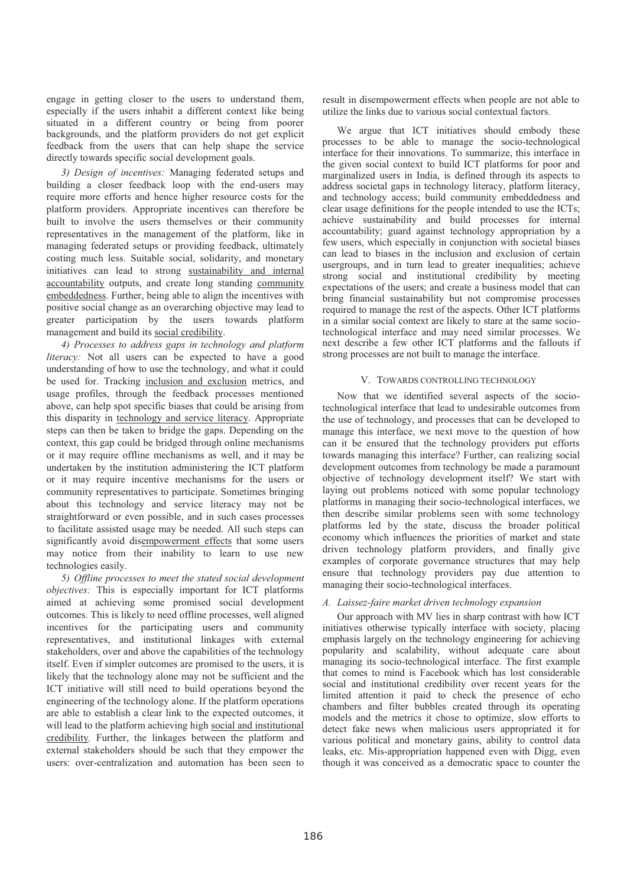engage in getting closer to the users to understand them, especially if the users inhabit a different context like being situated in a different country or being from poorer backgrounds, and the platform providers do not get explicit feedback from the users that can help shape the service directly towards specific social development goals.

*3) Design of incentives:* Managing federated setups and building a closer feedback loop with the end-users may require more efforts and hence higher resource costs for the platform providers. Appropriate incentives can therefore be built to involve the users themselves or their community representatives in the management of the platform, like in managing federated setups or providing feedback, ultimately costing much less. Suitable social, solidarity, and monetary initiatives can lead to strong <u>sustainability and internal accountability</u> outputs, and create long standing <u>community embeddedness</u>. Further, being able to align the incentives with positive social change as an overarching objective may lead to greater participation by the users towards platform management and build its <u>social credibility</u>.

*4) Processes to address gaps in technology and platform literacy:* Not all users can be expected to have a good understanding of how to use the technology, and what it could be used for. Tracking <u>inclusion and exclusion</u> metrics, and usage profiles, through the feedback processes mentioned above, can help spot specific biases that could be arising from this disparity in <u>technology and service literacy</u>. Appropriate steps can then be taken to bridge the gaps. Depending on the context, this gap could be bridged through online mechanisms or it may require offline mechanisms as well, and it may be undertaken by the institution administering the ICT platform or it may require incentive mechanisms for the users or community representatives to participate. Sometimes bringing about this technology and service literacy may not be straightforward or even possible, and in such cases processes to facilitate assisted usage may be needed. All such steps can significantly avoid dis<u>empowerment effects</u> that some users may notice from their inability to learn to use new technologies easily.

*5) Offline processes to meet the stated social development objectives:* This is especially important for ICT platforms aimed at achieving some promised social development outcomes. This is likely to need offline processes, well aligned incentives for the participating users and community representatives, and institutional linkages with external stakeholders, over and above the capabilities of the technology itself. Even if simpler outcomes are promised to the users, it is likely that the technology alone may not be sufficient and the ICT initiative will still need to build operations beyond the engineering of the technology alone. If the platform operations are able to establish a clear link to the expected outcomes, it will lead to the platform achieving high <u>social and institutional credibility</u>. Further, the linkages between the platform and external stakeholders should be such that they empower the users: over-centralization and automation has been seen to result in disempowerment effects when people are not able to utilize the links due to various social contextual factors.

We argue that ICT initiatives should embody these processes to be able to manage the socio-technological interface for their innovations. To summarize, this interface in the given social context to build ICT platforms for poor and marginalized users in India, is defined through its aspects to address societal gaps in technology literacy, platform literacy, and technology access; build community embeddedness and clear usage definitions for the people intended to use the ICTs; achieve sustainability and build processes for internal accountability; guard against technology appropriation by a few users, which especially in conjunction with societal biases can lead to biases in the inclusion and exclusion of certain usergroups, and in turn lead to greater inequalities; achieve strong social and institutional credibility by meeting expectations of the users; and create a business model that can bring financial sustainability but not compromise processes required to manage the rest of the aspects. Other ICT platforms in a similar social context are likely to stare at the same socio-technological interface and may need similar processes. We next describe a few other ICT platforms and the fallouts if strong processes are not built to manage the interface.

## V. Towards Controlling Technology

Now that we identified several aspects of the socio-technological interface that lead to undesirable outcomes from the use of technology, and processes that can be developed to manage this interface, we next move to the question of how can it be ensured that the technology providers put efforts towards managing this interface? Further, can realizing social development outcomes from technology be made a paramount objective of technology development itself? We start with laying out problems noticed with some popular technology platforms in managing their socio-technological interfaces, we then describe similar problems seen with some technology platforms led by the state, discuss the broader political economy which influences the priorities of market and state driven technology platform providers, and finally give examples of corporate governance structures that may help ensure that technology providers pay due attention to managing their socio-technological interfaces.

### *A. Laissez-faire market driven technology expansion*

Our approach with MV lies in sharp contrast with how ICT initiatives otherwise typically interface with society, placing emphasis largely on the technology engineering for achieving popularity and scalability, without adequate care about managing its socio-technological interface. The first example that comes to mind is Facebook which has lost considerable social and institutional credibility over recent years for the limited attention it paid to check the presence of echo chambers and filter bubbles created through its operating models and the metrics it chose to optimize, slow efforts to detect fake news when malicious users appropriated it for various political and monetary gains, ability to control data leaks, etc. Mis-appropriation happened even with Digg, even though it was conceived as a democratic space to counter the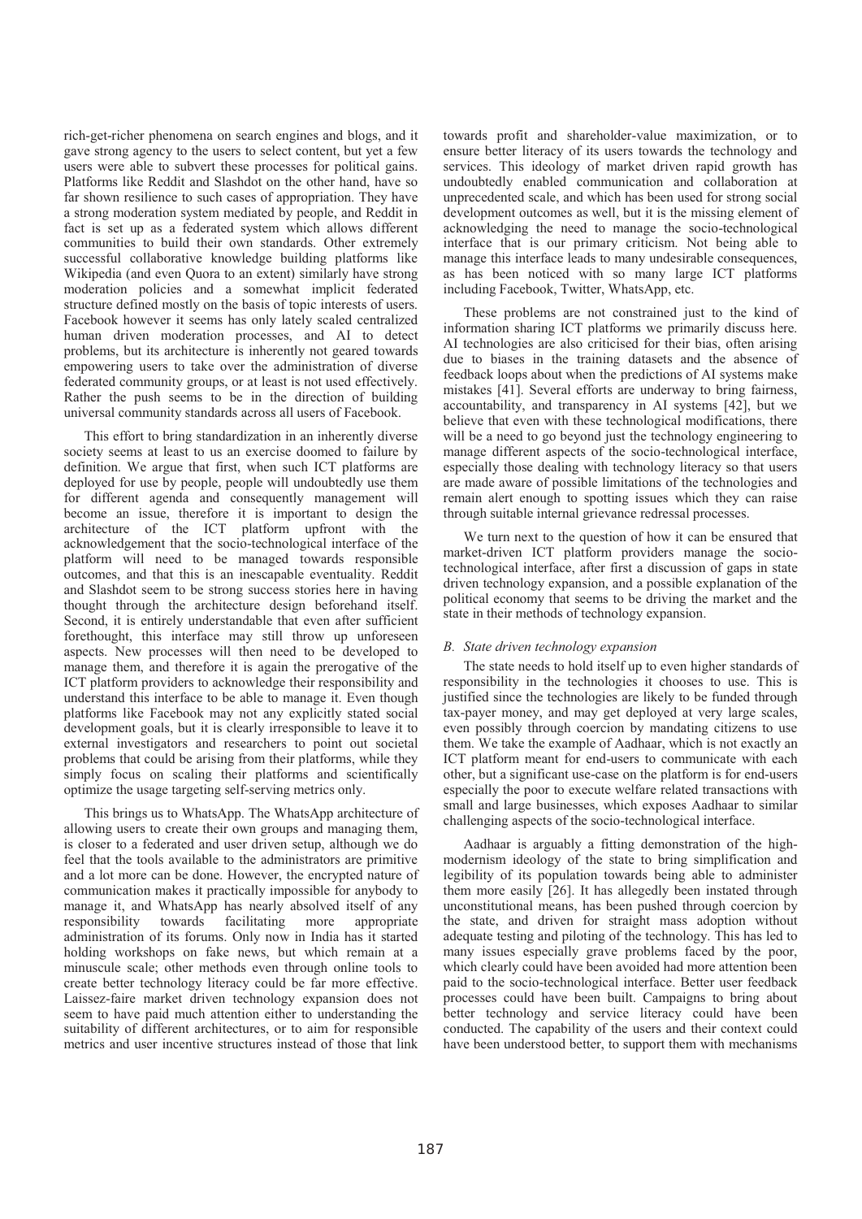rich-get-richer phenomena on search engines and blogs, and it gave strong agency to the users to select content, but yet a few users were able to subvert these processes for political gains. Platforms like Reddit and Slashdot on the other hand, have so far shown resilience to such cases of appropriation. They have a strong moderation system mediated by people, and Reddit in fact is set up as a federated system which allows different communities to build their own standards. Other extremely successful collaborative knowledge building platforms like Wikipedia (and even Quora to an extent) similarly have strong moderation policies and a somewhat implicit federated structure defined mostly on the basis of topic interests of users. Facebook however it seems has only lately scaled centralized human driven moderation processes, and AI to detect problems, but its architecture is inherently not geared towards empowering users to take over the administration of diverse federated community groups, or at least is not used effectively. Rather the push seems to be in the direction of building universal community standards across all users of Facebook.

This effort to bring standardization in an inherently diverse society seems at least to us an exercise doomed to failure by definition. We argue that first, when such ICT platforms are deployed for use by people, people will undoubtedly use them for different agenda and consequently management will become an issue, therefore it is important to design the architecture of the ICT platform upfront with the acknowledgement that the socio-technological interface of the platform will need to be managed towards responsible outcomes, and that this is an inescapable eventuality. Reddit and Slashdot seem to be strong success stories here in having thought through the architecture design beforehand itself. Second, it is entirely understandable that even after sufficient forethought, this interface may still throw up unforeseen aspects. New processes will then need to be developed to manage them, and therefore it is again the prerogative of the ICT platform providers to acknowledge their responsibility and understand this interface to be able to manage it. Even though platforms like Facebook may not any explicitly stated social development goals, but it is clearly irresponsible to leave it to external investigators and researchers to point out societal problems that could be arising from their platforms, while they simply focus on scaling their platforms and scientifically optimize the usage targeting self-serving metrics only.

This brings us to WhatsApp. The WhatsApp architecture of allowing users to create their own groups and managing them, is closer to a federated and user driven setup, although we do feel that the tools available to the administrators are primitive and a lot more can be done. However, the encrypted nature of communication makes it practically impossible for anybody to manage it, and WhatsApp has nearly absolved itself of any responsibility towards facilitating more appropriate administration of its forums. Only now in India has it started holding workshops on fake news, but which remain at a minuscule scale; other methods even through online tools to create better technology literacy could be far more effective. Laissez-faire market driven technology expansion does not seem to have paid much attention either to understanding the suitability of different architectures, or to aim for responsible metrics and user incentive structures instead of those that link towards profit and shareholder-value maximization, or to ensure better literacy of its users towards the technology and services. This ideology of market driven rapid growth has undoubtedly enabled communication and collaboration at unprecedented scale, and which has been used for strong social development outcomes as well, but it is the missing element of acknowledging the need to manage the socio-technological interface that is our primary criticism. Not being able to manage this interface leads to many undesirable consequences, as has been noticed with so many large ICT platforms including Facebook, Twitter, WhatsApp, etc.

These problems are not constrained just to the kind of information sharing ICT platforms we primarily discuss here. AI technologies are also criticised for their bias, often arising due to biases in the training datasets and the absence of feedback loops about when the predictions of AI systems make mistakes [41]. Several efforts are underway to bring fairness, accountability, and transparency in AI systems [42], but we believe that even with these technological modifications, there will be a need to go beyond just the technology engineering to manage different aspects of the socio-technological interface, especially those dealing with technology literacy so that users are made aware of possible limitations of the technologies and remain alert enough to spotting issues which they can raise through suitable internal grievance redressal processes.

We turn next to the question of how it can be ensured that market-driven ICT platform providers manage the socio-technological interface, after first a discussion of gaps in state driven technology expansion, and a possible explanation of the political economy that seems to be driving the market and the state in their methods of technology expansion.

### *B. State driven technology expansion*

The state needs to hold itself up to even higher standards of responsibility in the technologies it chooses to use. This is justified since the technologies are likely to be funded through tax-payer money, and may get deployed at very large scales, even possibly through coercion by mandating citizens to use them. We take the example of Aadhaar, which is not exactly an ICT platform meant for end-users to communicate with each other, but a significant use-case on the platform is for end-users especially the poor to execute welfare related transactions with small and large businesses, which exposes Aadhaar to similar challenging aspects of the socio-technological interface.

Aadhaar is arguably a fitting demonstration of the high-modernism ideology of the state to bring simplification and legibility of its population towards being able to administer them more easily [26]. It has allegedly been instated through unconstitutional means, has been pushed through coercion by the state, and driven for straight mass adoption without adequate testing and piloting of the technology. This has led to many issues especially grave problems faced by the poor, which clearly could have been avoided had more attention been paid to the socio-technological interface. Better user feedback processes could have been built. Campaigns to bring about better technology and service literacy could have been conducted. The capability of the users and their context could have been understood better, to support them with mechanisms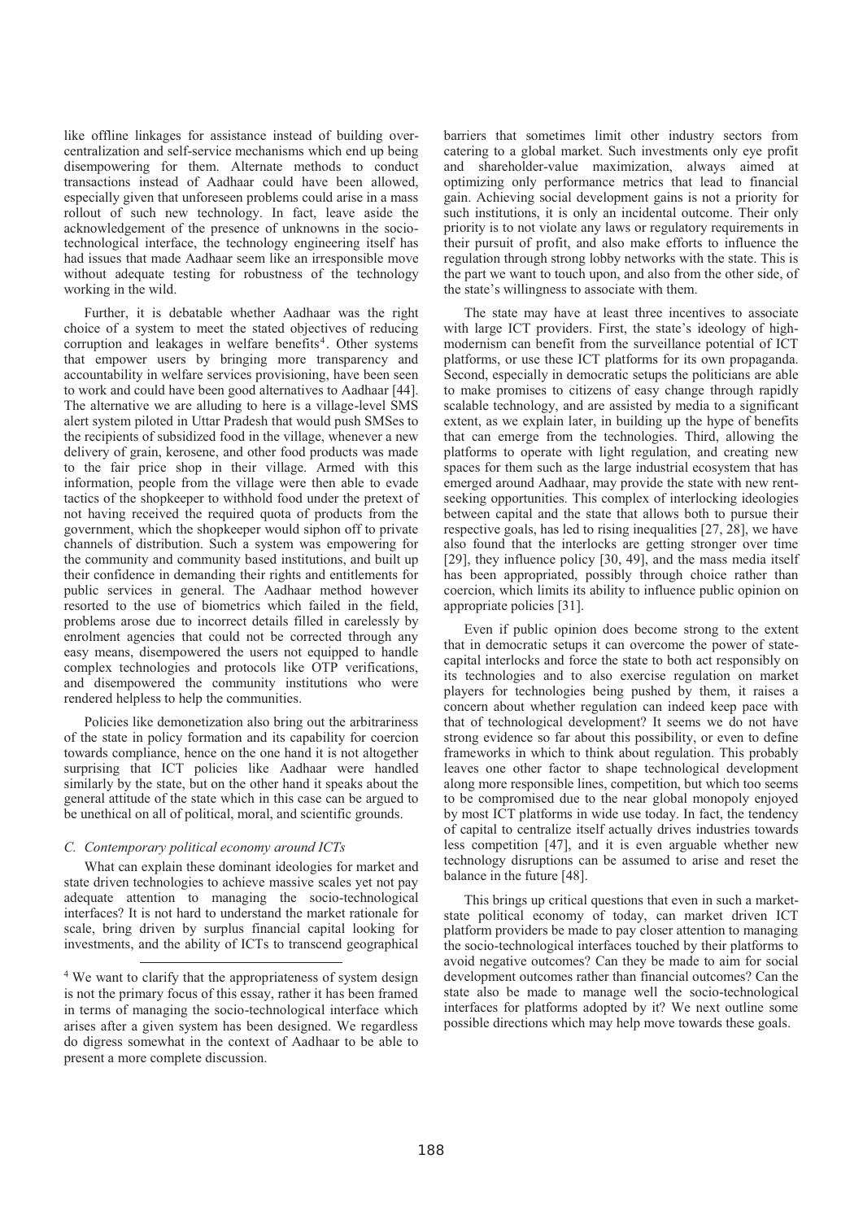like offline linkages for assistance instead of building over-centralization and self-service mechanisms which end up being disempowering for them. Alternate methods to conduct transactions instead of Aadhaar could have been allowed, especially given that unforeseen problems could arise in a mass rollout of such new technology. In fact, leave aside the acknowledgement of the presence of unknowns in the socio-technological interface, the technology engineering itself has had issues that made Aadhaar seem like an irresponsible move without adequate testing for robustness of the technology working in the wild.

Further, it is debatable whether Aadhaar was the right choice of a system to meet the stated objectives of reducing corruption and leakages in welfare benefits[4]. Other systems that empower users by bringing more transparency and accountability in welfare services provisioning, have been seen to work and could have been good alternatives to Aadhaar [44]. The alternative we are alluding to here is a village-level SMS alert system piloted in Uttar Pradesh that would push SMSes to the recipients of subsidized food in the village, whenever a new delivery of grain, kerosene, and other food products was made to the fair price shop in their village. Armed with this information, people from the village were then able to evade tactics of the shopkeeper to withhold food under the pretext of not having received the required quota of products from the government, which the shopkeeper would siphon off to private channels of distribution. Such a system was empowering for the community and community based institutions, and built up their confidence in demanding their rights and entitlements for public services in general. The Aadhaar method however resorted to the use of biometrics which failed in the field, problems arose due to incorrect details filled in carelessly by enrolment agencies that could not be corrected through any easy means, disempowered the users not equipped to handle complex technologies and protocols like OTP verifications, and disempowered the community institutions who were rendered helpless to help the communities.

Policies like demonetization also bring out the arbitrariness of the state in policy formation and its capability for coercion towards compliance, hence on the one hand it is not altogether surprising that ICT policies like Aadhaar were handled similarly by the state, but on the other hand it speaks about the general attitude of the state which in this case can be argued to be unethical on all of political, moral, and scientific grounds.

### *C. Contemporary political economy around ICTs*

What can explain these dominant ideologies for market and state driven technologies to achieve massive scales yet not pay adequate attention to managing the socio-technological interfaces? It is not hard to understand the market rationale for scale, bring driven by surplus financial capital looking for investments, and the ability of ICTs to transcend geographical barriers that sometimes limit other industry sectors from catering to a global market. Such investments only eye profit and shareholder-value maximization, always aimed at optimizing only performance metrics that lead to financial gain. Achieving social development gains is not a priority for such institutions, it is only an incidental outcome. Their only priority is to not violate any laws or regulatory requirements in their pursuit of profit, and also make efforts to influence the regulation through strong lobby networks with the state. This is the part we want to touch upon, and also from the other side, of the state's willingness to associate with them.

The state may have at least three incentives to associate with large ICT providers. First, the state's ideology of high-modernism can benefit from the surveillance potential of ICT platforms, or use these ICT platforms for its own propaganda. Second, especially in democratic setups the politicians are able to make promises to citizens of easy change through rapidly scalable technology, and are assisted by media to a significant extent, as we explain later, in building up the hype of benefits that can emerge from the technologies. Third, allowing the platforms to operate with light regulation, and creating new spaces for them such as the large industrial ecosystem that has emerged around Aadhaar, may provide the state with new rent-seeking opportunities. This complex of interlocking ideologies between capital and the state that allows both to pursue their respective goals, has led to rising inequalities [27, 28], we have also found that the interlocks are getting stronger over time [29], they influence policy [30, 49], and the mass media itself has been appropriated, possibly through choice rather than coercion, which limits its ability to influence public opinion on appropriate policies [31].

Even if public opinion does become strong to the extent that in democratic setups it can overcome the power of state-capital interlocks and force the state to both act responsibly on its technologies and to also exercise regulation on market players for technologies being pushed by them, it raises a concern about whether regulation can indeed keep pace with that of technological development? It seems we do not have strong evidence so far about this possibility, or even to define frameworks in which to think about regulation. This probably leaves one other factor to shape technological development along more responsible lines, competition, but which too seems to be compromised due to the near global monopoly enjoyed by most ICT platforms in wide use today. In fact, the tendency of capital to centralize itself actually drives industries towards less competition [47], and it is even arguable whether new technology disruptions can be assumed to arise and reset the balance in the future [48].

This brings up critical questions that even in such a market-state political economy of today, can market driven ICT platform providers be made to pay closer attention to managing the socio-technological interfaces touched by their platforms to avoid negative outcomes? Can they be made to aim for social development outcomes rather than financial outcomes? Can the state also be made to manage well the socio-technological interfaces for platforms adopted by it? We next outline some possible directions which may help move towards these goals.

[4] We want to clarify that the appropriateness of system design is not the primary focus of this essay, rather it has been framed in terms of managing the socio-technological interface which arises after a given system has been designed. We regardless do digress somewhat in the context of Aadhaar to be able to present a more complete discussion.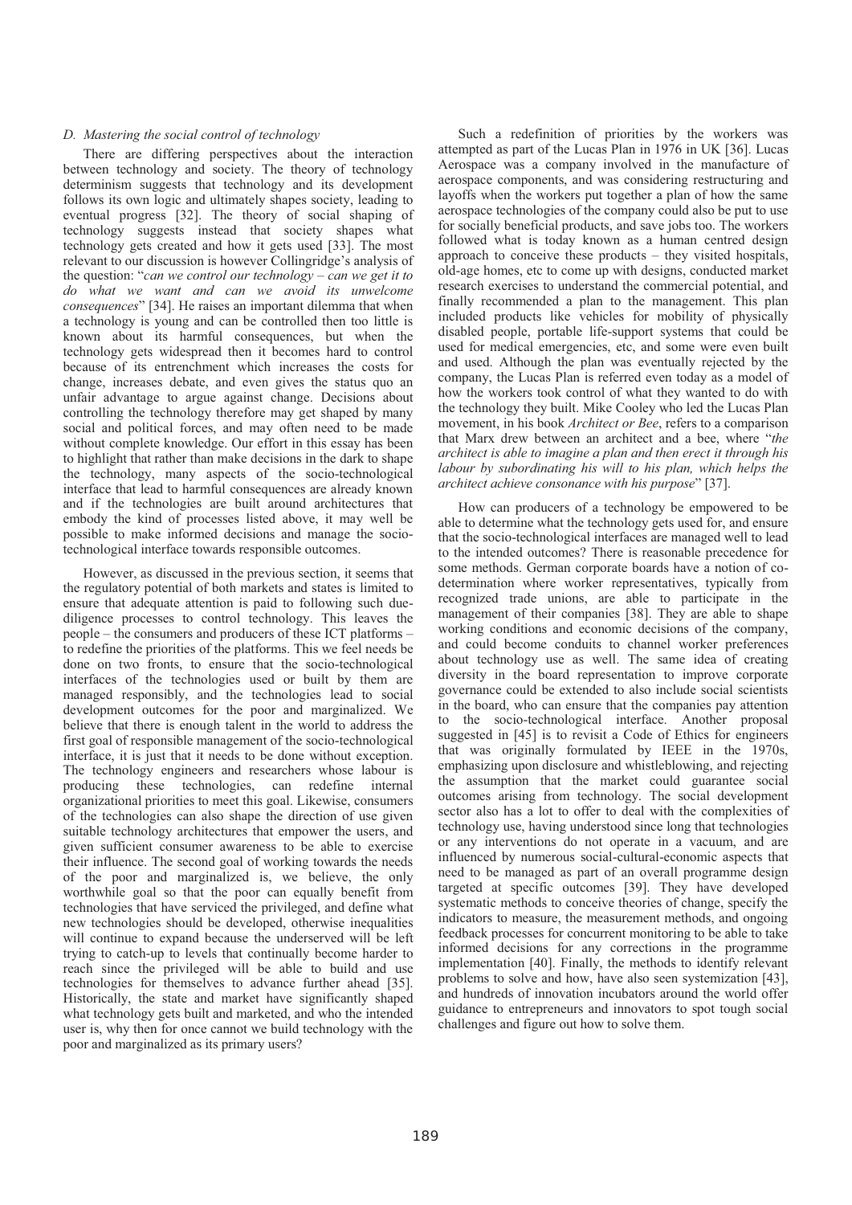### D. Mastering the social control of technology

There are differing perspectives about the interaction between technology and society. The theory of technology determinism suggests that technology and its development follows its own logic and ultimately shapes society, leading to eventual progress [32]. The theory of social shaping of technology suggests instead that society shapes what technology gets created and how it gets used [33]. The most relevant to our discussion is however Collingridge's analysis of the question: "*can we control our technology – can we get it to do what we want and can we avoid its unwelcome consequences*" [34]. He raises an important dilemma that when a technology is young and can be controlled then too little is known about its harmful consequences, but when the technology gets widespread then it becomes hard to control because of its entrenchment which increases the costs for change, increases debate, and even gives the status quo an unfair advantage to argue against change. Decisions about controlling the technology therefore may get shaped by many social and political forces, and may often need to be made without complete knowledge. Our effort in this essay has been to highlight that rather than make decisions in the dark to shape the technology, many aspects of the socio-technological interface that lead to harmful consequences are already known and if the technologies are built around architectures that embody the kind of processes listed above, it may well be possible to make informed decisions and manage the socio-technological interface towards responsible outcomes.

However, as discussed in the previous section, it seems that the regulatory potential of both markets and states is limited to ensure that adequate attention is paid to following such due-diligence processes to control technology. This leaves the people – the consumers and producers of these ICT platforms – to redefine the priorities of the platforms. This we feel needs be done on two fronts, to ensure that the socio-technological interfaces of the technologies used or built by them are managed responsibly, and the technologies lead to social development outcomes for the poor and marginalized. We believe that there is enough talent in the world to address the first goal of responsible management of the socio-technological interface, it is just that it needs to be done without exception. The technology engineers and researchers whose labour is producing these technologies, can redefine internal organizational priorities to meet this goal. Likewise, consumers of the technologies can also shape the direction of use given suitable technology architectures that empower the users, and given sufficient consumer awareness to be able to exercise their influence. The second goal of working towards the needs of the poor and marginalized is, we believe, the only worthwhile goal so that the poor can equally benefit from technologies that have serviced the privileged, and define what new technologies should be developed, otherwise inequalities will continue to expand because the underserved will be left trying to catch-up to levels that continually become harder to reach since the privileged will be able to build and use technologies for themselves to advance further ahead [35]. Historically, the state and market have significantly shaped what technology gets built and marketed, and who the intended user is, why then for once cannot we build technology with the poor and marginalized as its primary users?

Such a redefinition of priorities by the workers was attempted as part of the Lucas Plan in 1976 in UK [36]. Lucas Aerospace was a company involved in the manufacture of aerospace components, and was considering restructuring and layoffs when the workers put together a plan of how the same aerospace technologies of the company could also be put to use for socially beneficial products, and save jobs too. The workers followed what is today known as a human centred design approach to conceive these products – they visited hospitals, old-age homes, etc to come up with designs, conducted market research exercises to understand the commercial potential, and finally recommended a plan to the management. This plan included products like vehicles for mobility of physically disabled people, portable life-support systems that could be used for medical emergencies, etc, and some were even built and used. Although the plan was eventually rejected by the company, the Lucas Plan is referred even today as a model of how the workers took control of what they wanted to do with the technology they built. Mike Cooley who led the Lucas Plan movement, in his book *Architect or Bee*, refers to a comparison that Marx drew between an architect and a bee, where "*the architect is able to imagine a plan and then erect it through his labour by subordinating his will to his plan, which helps the architect achieve consonance with his purpose*" [37].

How can producers of a technology be empowered to be able to determine what the technology gets used for, and ensure that the socio-technological interfaces are managed well to lead to the intended outcomes? There is reasonable precedence for some methods. German corporate boards have a notion of co-determination where worker representatives, typically from recognized trade unions, are able to participate in the management of their companies [38]. They are able to shape working conditions and economic decisions of the company, and could become conduits to channel worker preferences about technology use as well. The same idea of creating diversity in the board representation to improve corporate governance could be extended to also include social scientists in the board, who can ensure that the companies pay attention to the socio-technological interface. Another proposal suggested in [45] is to revisit a Code of Ethics for engineers that was originally formulated by IEEE in the 1970s, emphasizing upon disclosure and whistleblowing, and rejecting the assumption that the market could guarantee social outcomes arising from technology. The social development sector also has a lot to offer to deal with the complexities of technology use, having understood since long that technologies or any interventions do not operate in a vacuum, and are influenced by numerous social-cultural-economic aspects that need to be managed as part of an overall programme design targeted at specific outcomes [39]. They have developed systematic methods to conceive theories of change, specify the indicators to measure, the measurement methods, and ongoing feedback processes for concurrent monitoring to be able to take informed decisions for any corrections in the programme implementation [40]. Finally, the methods to identify relevant problems to solve and how, have also seen systemization [43], and hundreds of innovation incubators around the world offer guidance to entrepreneurs and innovators to spot tough social challenges and figure out how to solve them.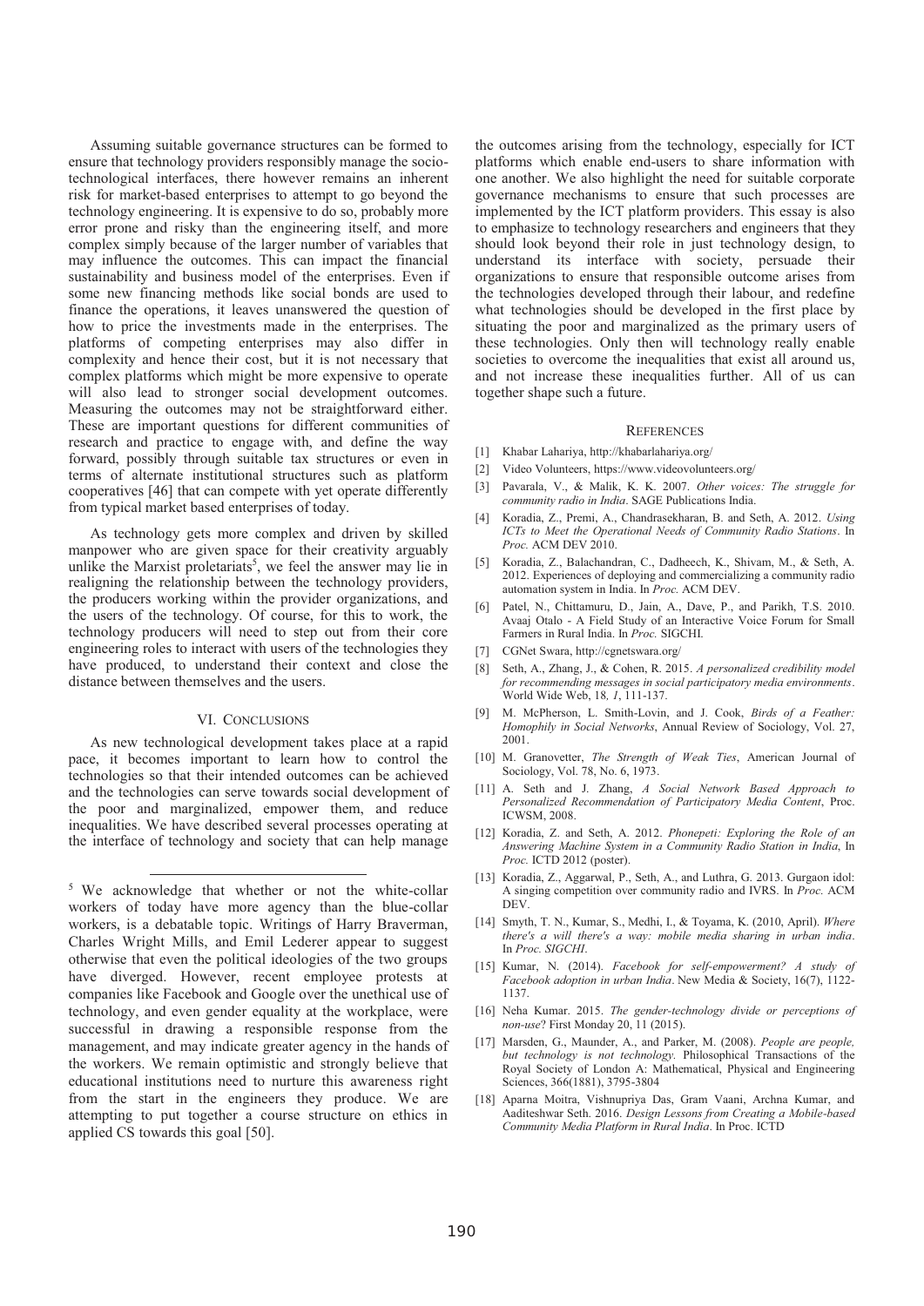Assuming suitable governance structures can be formed to ensure that technology providers responsibly manage the socio-technological interfaces, there however remains an inherent risk for market-based enterprises to attempt to go beyond the technology engineering. It is expensive to do so, probably more error prone and risky than the engineering itself, and more complex simply because of the larger number of variables that may influence the outcomes. This can impact the financial sustainability and business model of the enterprises. Even if some new financing methods like social bonds are used to finance the operations, it leaves unanswered the question of how to price the investments made in the enterprises. The platforms of competing enterprises may also differ in complexity and hence their cost, but it is not necessary that complex platforms which might be more expensive to operate will also lead to stronger social development outcomes. Measuring the outcomes may not be straightforward either. These are important questions for different communities of research and practice to engage with, and define the way forward, possibly through suitable tax structures or even in terms of alternate institutional structures such as platform cooperatives [46] that can compete with yet operate differently from typical market based enterprises of today.

As technology gets more complex and driven by skilled manpower who are given space for their creativity arguably unlike the Marxist proletariats[5], we feel the answer may lie in realigning the relationship between the technology providers, the producers working within the provider organizations, and the users of the technology. Of course, for this to work, the technology producers will need to step out from their core engineering roles to interact with users of the technologies they have produced, to understand their context and close the distance between themselves and the users.

## VI. Conclusions

As new technological development takes place at a rapid pace, it becomes important to learn how to control the technologies so that their intended outcomes can be achieved and the technologies can serve towards social development of the poor and marginalized, empower them, and reduce inequalities. We have described several processes operating at the interface of technology and society that can help manage the outcomes arising from the technology, especially for ICT platforms which enable end-users to share information with one another. We also highlight the need for suitable corporate governance mechanisms to ensure that such processes are implemented by the ICT platform providers. This essay is also to emphasize to technology researchers and engineers that they should look beyond their role in just technology design, to understand its interface with society, persuade their organizations to ensure that responsible outcome arises from the technologies developed through their labour, and redefine what technologies should be developed in the first place by situating the poor and marginalized as the primary users of these technologies. Only then will technology really enable societies to overcome the inequalities that exist all around us, and not increase these inequalities further. All of us can together shape such a future.

[5] We acknowledge that whether or not the white-collar workers of today have more agency than the blue-collar workers, is a debatable topic. Writings of Harry Braverman, Charles Wright Mills, and Emil Lederer appear to suggest otherwise that even the political ideologies of the two groups have diverged. However, recent employee protests at companies like Facebook and Google over the unethical use of technology, and even gender equality at the workplace, were successful in drawing a responsible response from the management, and may indicate greater agency in the hands of the workers. We remain optimistic and strongly believe that educational institutions need to nurture this awareness right from the start in the engineers they produce. We are attempting to put together a course structure on ethics in applied CS towards this goal [50].

## References

[1] Khabar Lahariya, http://khabarlahariya.org/

[2] Video Volunteers, https://www.videovolunteers.org/

[3] Pavarala, V., & Malik, K. K. 2007. *Other voices: The struggle for community radio in India*. SAGE Publications India.

[4] Koradia, Z., Premi, A., Chandrasekharan, B. and Seth, A. 2012. *Using ICTs to Meet the Operational Needs of Community Radio Stations*. In *Proc.* ACM DEV 2010.

[5] Koradia, Z., Balachandran, C., Dadheech, K., Shivam, M., & Seth, A. 2012. Experiences of deploying and commercializing a community radio automation system in India. In *Proc.* ACM DEV.

[6] Patel, N., Chittamuru, D., Jain, A., Dave, P., and Parikh, T.S. 2010. Avaaj Otalo - A Field Study of an Interactive Voice Forum for Small Farmers in Rural India. In *Proc.* SIGCHI.

[7] CGNet Swara, http://cgnetswara.org/

[8] Seth, A., Zhang, J., & Cohen, R. 2015. *A personalized credibility model for recommending messages in social participatory media environments*. World Wide Web, 18*, 1*, 111-137.

[9] M. McPherson, L. Smith-Lovin, and J. Cook, *Birds of a Feather: Homophily in Social Networks*, Annual Review of Sociology, Vol. 27, 2001.

[10] M. Granovetter, *The Strength of Weak Ties*, American Journal of Sociology, Vol. 78, No. 6, 1973.

[11] A. Seth and J. Zhang, *A Social Network Based Approach to Personalized Recommendation of Participatory Media Content*, Proc. ICWSM, 2008.

[12] Koradia, Z. and Seth, A. 2012. *Phonepeti: Exploring the Role of an Answering Machine System in a Community Radio Station in India*, In *Proc.* ICTD 2012 (poster).

[13] Koradia, Z., Aggarwal, P., Seth, A., and Luthra, G. 2013. Gurgaon idol: A singing competition over community radio and IVRS. In *Proc.* ACM DEV.

[14] Smyth, T. N., Kumar, S., Medhi, I., & Toyama, K. (2010, April). *Where there's a will there's a way: mobile media sharing in urban india*. In *Proc. SIGCHI*.

[15] Kumar, N. (2014). *Facebook for self-empowerment? A study of Facebook adoption in urban India*. New Media & Society, 16(7), 1122-1137.

[16] Neha Kumar. 2015. *The gender-technology divide or perceptions of non-use*? First Monday 20, 11 (2015).

[17] Marsden, G., Maunder, A., and Parker, M. (2008). *People are people, but technology is not technology.* Philosophical Transactions of the Royal Society of London A: Mathematical, Physical and Engineering Sciences, 366(1881), 3795-3804

[18] Aparna Moitra, Vishnupriya Das, Gram Vaani, Archna Kumar, and Aaditeshwar Seth. 2016. *Design Lessons from Creating a Mobile-based Community Media Platform in Rural India*. In Proc. ICTD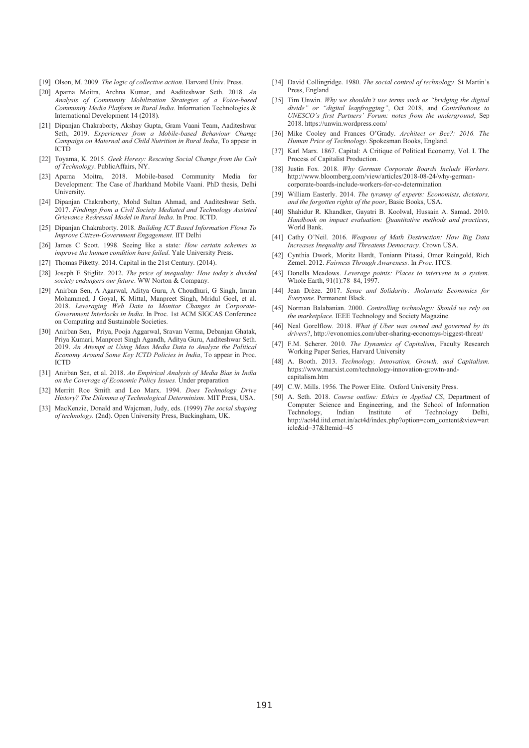[19] Olson, M. 2009. *The logic of collective action*. Harvard Univ. Press.

[20] Aparna Moitra, Archna Kumar, and Aaditeshwar Seth. 2018. *An Analysis of Community Mobilization Strategies of a Voice-based Community Media Platform in Rural India*. Information Technologies & International Development 14 (2018).

[21] Dipanjan Chakraborty, Akshay Gupta, Gram Vaani Team, Aaditeshwar Seth, 2019. *Experiences from a Mobile-based Behaviour Change Campaign on Maternal and Child Nutrition in Rural India*, To appear in ICTD

[22] Toyama, K. 2015. *Geek Heresy: Rescuing Social Change from the Cult of Technology*. PublicAffairs, NY.

[23] Aparna Moitra, 2018. Mobile-based Community Media for Development: The Case of Jharkhand Mobile Vaani. PhD thesis, Delhi University.

[24] Dipanjan Chakraborty, Mohd Sultan Ahmad, and Aaditeshwar Seth. 2017. *Findings from a Civil Society Mediated and Technology Assisted Grievance Redressal Model in Rural India*. In Proc. ICTD.

[25] Dipanjan Chakraborty. 2018. *Building ICT Based Information Flows To Improve Citizen-Government Engagement.* IIT Delhi

[26] James C Scott. 1998. Seeing like a state*: How certain schemes to improve the human condition have failed*. Yale University Press.

[27] Thomas Piketty. 2014. Capital in the 21st Century. (2014).

[28] Joseph E Stiglitz. 2012. *The price of inequality: How today's divided society endangers our future*. WW Norton & Company.

[29] Anirban Sen, A Agarwal, Aditya Guru, A Choudhuri, G Singh, Imran Mohammed, J Goyal, K Mittal, Manpreet Singh, Mridul Goel, et al. 2018. *Leveraging Web Data to Monitor Changes in Corporate-Government Interlocks in India*. In Proc. 1st ACM SIGCAS Conference on Computing and Sustainable Societies.

[30] Anirban Sen, Priya, Pooja Aggarwal, Sravan Verma, Debanjan Ghatak, Priya Kumari, Manpreet Singh Agandh, Aditya Guru, Aaditeshwar Seth. 2019. *An Attempt at Using Mass Media Data to Analyze the Political Economy Around Some Key ICTD Policies in India*, To appear in Proc. ICTD

[31] Anirban Sen, et al. 2018. *An Empirical Analysis of Media Bias in India on the Coverage of Economic Policy Issues.* Under preparation

[32] Merritt Roe Smith and Leo Marx. 1994. *Does Technology Drive History? The Dilemma of Technological Determinism.* MIT Press, USA.

[33] MacKenzie, Donald and Wajcman, Judy, eds. (1999) *The social shaping of technology.* (2nd). Open University Press, Buckingham, UK.

[34] David Collingridge. 1980. *The social control of technology*. St Martin's Press, England

[35] Tim Unwin. *Why we shouldn't use terms such as "bridging the digital divide" or "digital leapfrogging"*, Oct 2018, and *Contributions to UNESCO's first Partners' Forum: notes from the underground*, Sep 2018. https://unwin.wordpress.com/

[36] Mike Cooley and Frances O'Grady. *Architect or Bee?: 2016. The Human Price of Technology*. Spokesman Books, England.

[37] Karl Marx. 1867. Capital: A Critique of Political Economy, Vol. I. The Process of Capitalist Production.

[38] Justin Fox. 2018. *Why German Corporate Boards Include Workers*. http://www.bloomberg.com/view/articles/2018-08-24/why-german-corporate-boards-include-workers-for-co-determination

[39] William Easterly. 2014. *The tyranny of experts: Economists, dictators, and the forgotten rights of the poor*, Basic Books, USA.

[40] Shahidur R. Khandker, Gayatri B. Koolwal, Hussain A. Samad. 2010. *Handbook on impact evaluation: Quantitative methods and practices*, World Bank.

[41] Cathy O'Neil. 2016. *Weapons of Math Destruction: How Big Data Increases Inequality and Threatens Democracy*. Crown USA.

[42] Cynthia Dwork, Moritz Hardt, Toniann Pitassi, Omer Reingold, Rich Zemel. 2012. *Fairness Through Awareness*. In *Proc.* ITCS.

[43] Donella Meadows. *Leverage points: Places to intervene in a system*. Whole Earth, 91(1):78–84, 1997.

[44] Jean Drèze. 2017. *Sense and Solidarity: Jholawala Economics for Everyone.* Permanent Black.

[45] Norman Balabanian. 2000. *Controlling technology: Should we rely on the marketplace.* IEEE Technology and Society Magazine.

[46] Neal Gorelflow. 2018. *What if Uber was owned and governed by its drivers*?, http://evonomics.com/uber-sharing-economys-biggest-threat/

[47] F.M. Scherer. 2010. *The Dynamics of Capitalism*, Faculty Research Working Paper Series, Harvard University

[48] A. Booth. 2013. *Technology, Innovation, Growth, and Capitalism*. https://www.marxist.com/technology-innovation-growtn-and-capitalism.htm

[49] C.W. Mills. 1956. The Power Elite. Oxford University Press.

[50] A. Seth. 2018. *Course outline: Ethics in Applied CS*, Department of Computer Science and Engineering, and the School of Information Technology, Indian Institute of Technology Delhi, http://act4d.iitd.ernet.in/act4d/index.php?option=com_content&view=article&id=37&Itemid=45